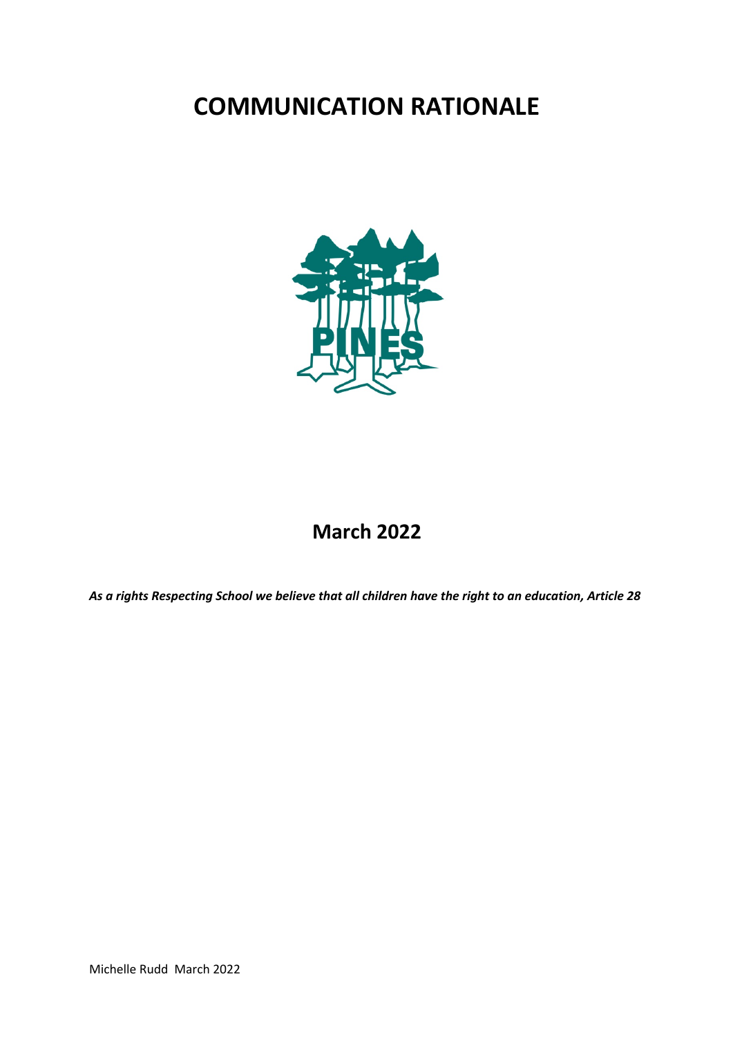# COMMUNICATION RATIONALE

## March 2022

***As a rights Respecting School we believe that all children have the right to an education, Article 28***

Michelle Rudd March 2022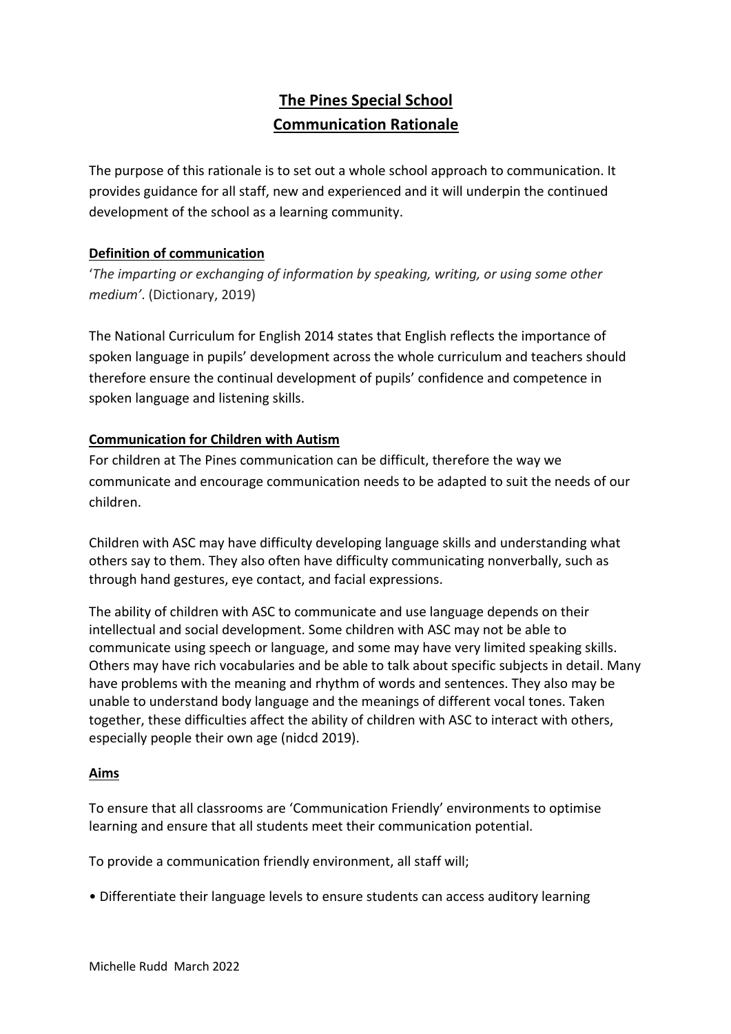# The Pines Special School
# Communication Rationale

The purpose of this rationale is to set out a whole school approach to communication. It provides guidance for all staff, new and experienced and it will underpin the continued development of the school as a learning community.

## Definition of communication

'*The imparting or exchanging of information by speaking, writing, or using some other medium'*. (Dictionary, 2019)

The National Curriculum for English 2014 states that English reflects the importance of spoken language in pupils' development across the whole curriculum and teachers should therefore ensure the continual development of pupils' confidence and competence in spoken language and listening skills.

## Communication for Children with Autism

For children at The Pines communication can be difficult, therefore the way we communicate and encourage communication needs to be adapted to suit the needs of our children.

Children with ASC may have difficulty developing language skills and understanding what others say to them. They also often have difficulty communicating nonverbally, such as through hand gestures, eye contact, and facial expressions.

The ability of children with ASC to communicate and use language depends on their intellectual and social development. Some children with ASC may not be able to communicate using speech or language, and some may have very limited speaking skills. Others may have rich vocabularies and be able to talk about specific subjects in detail. Many have problems with the meaning and rhythm of words and sentences. They also may be unable to understand body language and the meanings of different vocal tones. Taken together, these difficulties affect the ability of children with ASC to interact with others, especially people their own age (nidcd 2019).

## Aims

To ensure that all classrooms are 'Communication Friendly' environments to optimise learning and ensure that all students meet their communication potential.

To provide a communication friendly environment, all staff will;

- Differentiate their language levels to ensure students can access auditory learning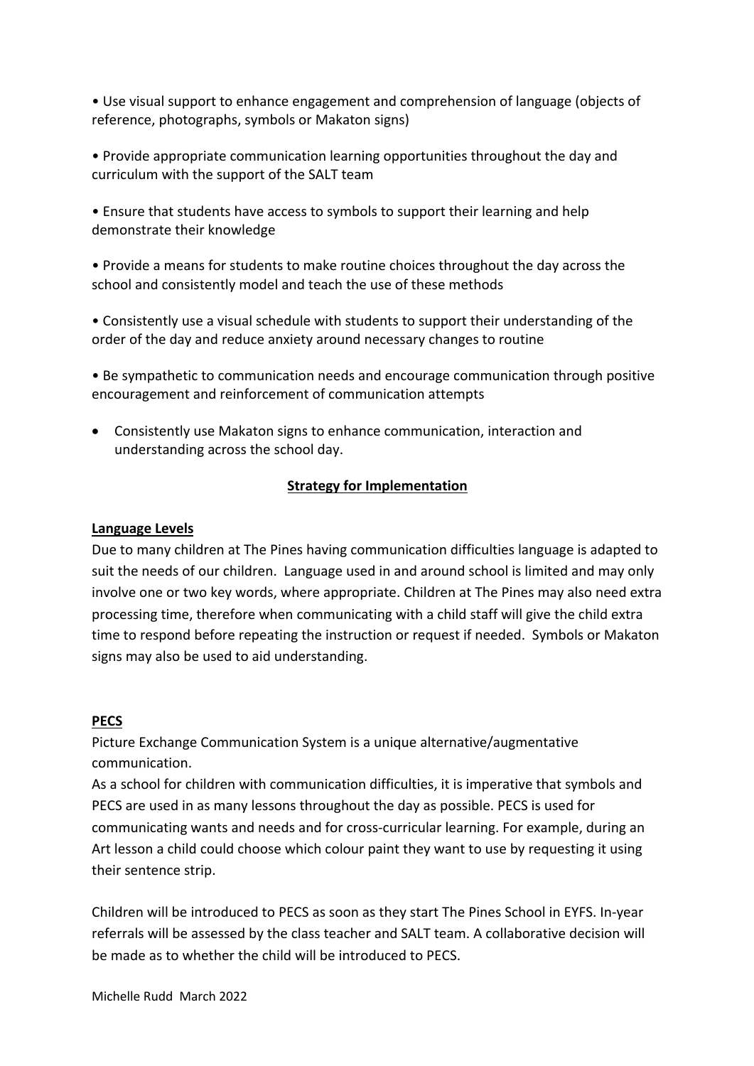- Use visual support to enhance engagement and comprehension of language (objects of reference, photographs, symbols or Makaton signs)

- Provide appropriate communication learning opportunities throughout the day and curriculum with the support of the SALT team

- Ensure that students have access to symbols to support their learning and help demonstrate their knowledge

- Provide a means for students to make routine choices throughout the day across the school and consistently model and teach the use of these methods

- Consistently use a visual schedule with students to support their understanding of the order of the day and reduce anxiety around necessary changes to routine

- Be sympathetic to communication needs and encourage communication through positive encouragement and reinforcement of communication attempts

- Consistently use Makaton signs to enhance communication, interaction and understanding across the school day.

## Strategy for Implementation

### Language Levels

Due to many children at The Pines having communication difficulties language is adapted to suit the needs of our children. Language used in and around school is limited and may only involve one or two key words, where appropriate. Children at The Pines may also need extra processing time, therefore when communicating with a child staff will give the child extra time to respond before repeating the instruction or request if needed. Symbols or Makaton signs may also be used to aid understanding.

### PECS

Picture Exchange Communication System is a unique alternative/augmentative communication.

As a school for children with communication difficulties, it is imperative that symbols and PECS are used in as many lessons throughout the day as possible. PECS is used for communicating wants and needs and for cross-curricular learning. For example, during an Art lesson a child could choose which colour paint they want to use by requesting it using their sentence strip.

Children will be introduced to PECS as soon as they start The Pines School in EYFS. In-year referrals will be assessed by the class teacher and SALT team. A collaborative decision will be made as to whether the child will be introduced to PECS.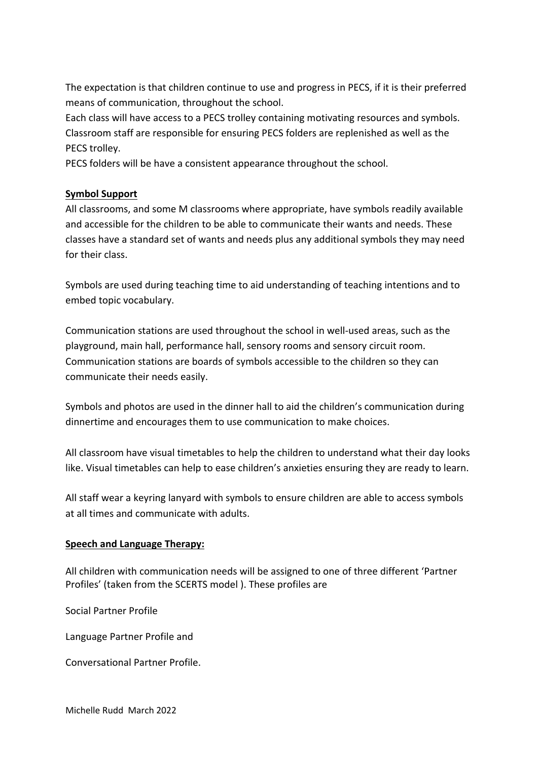The expectation is that children continue to use and progress in PECS, if it is their preferred means of communication, throughout the school.
Each class will have access to a PECS trolley containing motivating resources and symbols. Classroom staff are responsible for ensuring PECS folders are replenished as well as the PECS trolley.
PECS folders will be have a consistent appearance throughout the school.

**Symbol Support**

All classrooms, and some M classrooms where appropriate, have symbols readily available and accessible for the children to be able to communicate their wants and needs. These classes have a standard set of wants and needs plus any additional symbols they may need for their class.

Symbols are used during teaching time to aid understanding of teaching intentions and to embed topic vocabulary.

Communication stations are used throughout the school in well-used areas, such as the playground, main hall, performance hall, sensory rooms and sensory circuit room. Communication stations are boards of symbols accessible to the children so they can communicate their needs easily.

Symbols and photos are used in the dinner hall to aid the children's communication during dinnertime and encourages them to use communication to make choices.

All classroom have visual timetables to help the children to understand what their day looks like. Visual timetables can help to ease children's anxieties ensuring they are ready to learn.

All staff wear a keyring lanyard with symbols to ensure children are able to access symbols at all times and communicate with adults.

**Speech and Language Therapy:**

All children with communication needs will be assigned to one of three different 'Partner Profiles' (taken from the SCERTS model ). These profiles are

Social Partner Profile

Language Partner Profile and

Conversational Partner Profile.

Michelle Rudd March 2022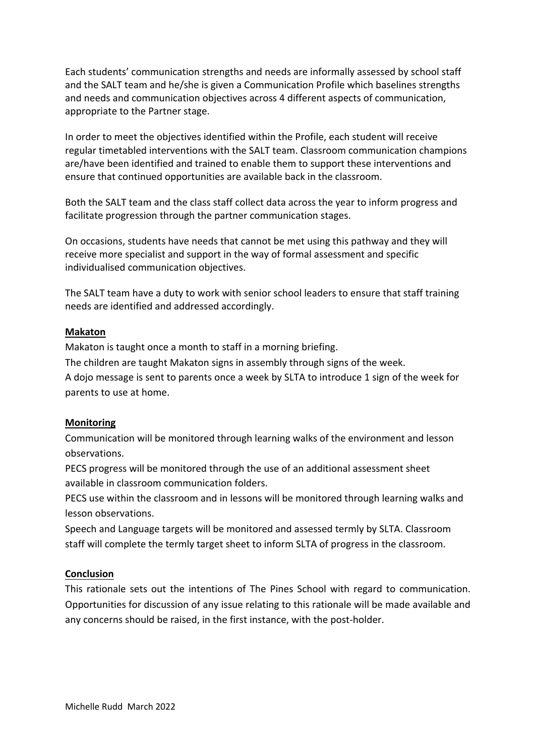Each students' communication strengths and needs are informally assessed by school staff and the SALT team and he/she is given a Communication Profile which baselines strengths and needs and communication objectives across 4 different aspects of communication, appropriate to the Partner stage.

In order to meet the objectives identified within the Profile, each student will receive regular timetabled interventions with the SALT team. Classroom communication champions are/have been identified and trained to enable them to support these interventions and ensure that continued opportunities are available back in the classroom.

Both the SALT team and the class staff collect data across the year to inform progress and facilitate progression through the partner communication stages.

On occasions, students have needs that cannot be met using this pathway and they will receive more specialist and support in the way of formal assessment and specific individualised communication objectives.

The SALT team have a duty to work with senior school leaders to ensure that staff training needs are identified and addressed accordingly.

## Makaton

Makaton is taught once a month to staff in a morning briefing.
The children are taught Makaton signs in assembly through signs of the week.
A dojo message is sent to parents once a week by SLTA to introduce 1 sign of the week for parents to use at home.

## Monitoring

Communication will be monitored through learning walks of the environment and lesson observations.
PECS progress will be monitored through the use of an additional assessment sheet available in classroom communication folders.
PECS use within the classroom and in lessons will be monitored through learning walks and lesson observations.
Speech and Language targets will be monitored and assessed termly by SLTA. Classroom staff will complete the termly target sheet to inform SLTA of progress in the classroom.

## Conclusion

This rationale sets out the intentions of The Pines School with regard to communication. Opportunities for discussion of any issue relating to this rationale will be made available and any concerns should be raised, in the first instance, with the post-holder.

Michelle Rudd March 2022